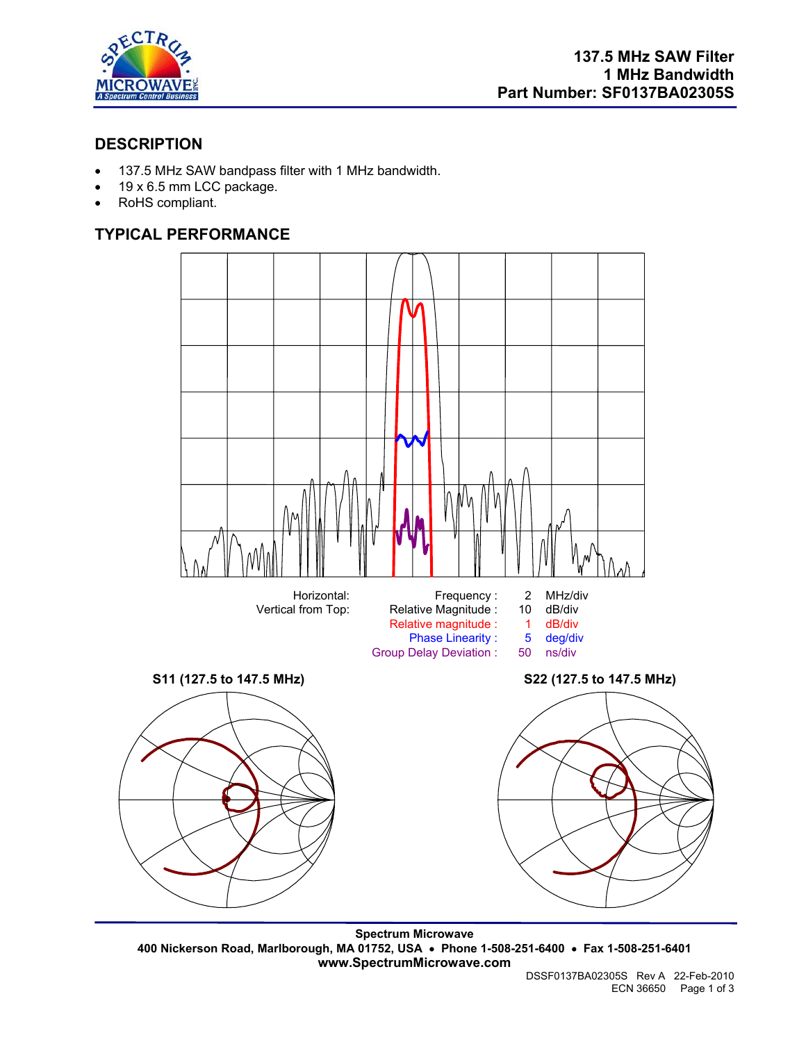137.5 MHz SAW Filter
1 MHz Bandwidth
Part Number: SF0137BA02305S

## DESCRIPTION

- 137.5 MHz SAW bandpass filter with 1 MHz bandwidth.
- 19 x 6.5 mm LCC package.
- RoHS compliant.

## TYPICAL PERFORMANCE

| | | | |
|---|---|---|---|
| Horizontal: | Frequency : | 2 | MHz/div |
| Vertical from Top: | Relative Magnitude : | 10 | dB/div |
| | Relative magnitude : | 1 | dB/div |
| | Phase Linearity : | 5 | deg/div |
| | Group Delay Deviation : | 50 | ns/div |

**S11 (127.5 to 147.5 MHz)**

**S22 (127.5 to 147.5 MHz)**

**Spectrum Microwave**
**400 Nickerson Road, Marlborough, MA 01752, USA • Phone 1-508-251-6400 • Fax 1-508-251-6401**
**www.SpectrumMicrowave.com**

DSSF0137BA02305S Rev A 22-Feb-2010
ECN 36650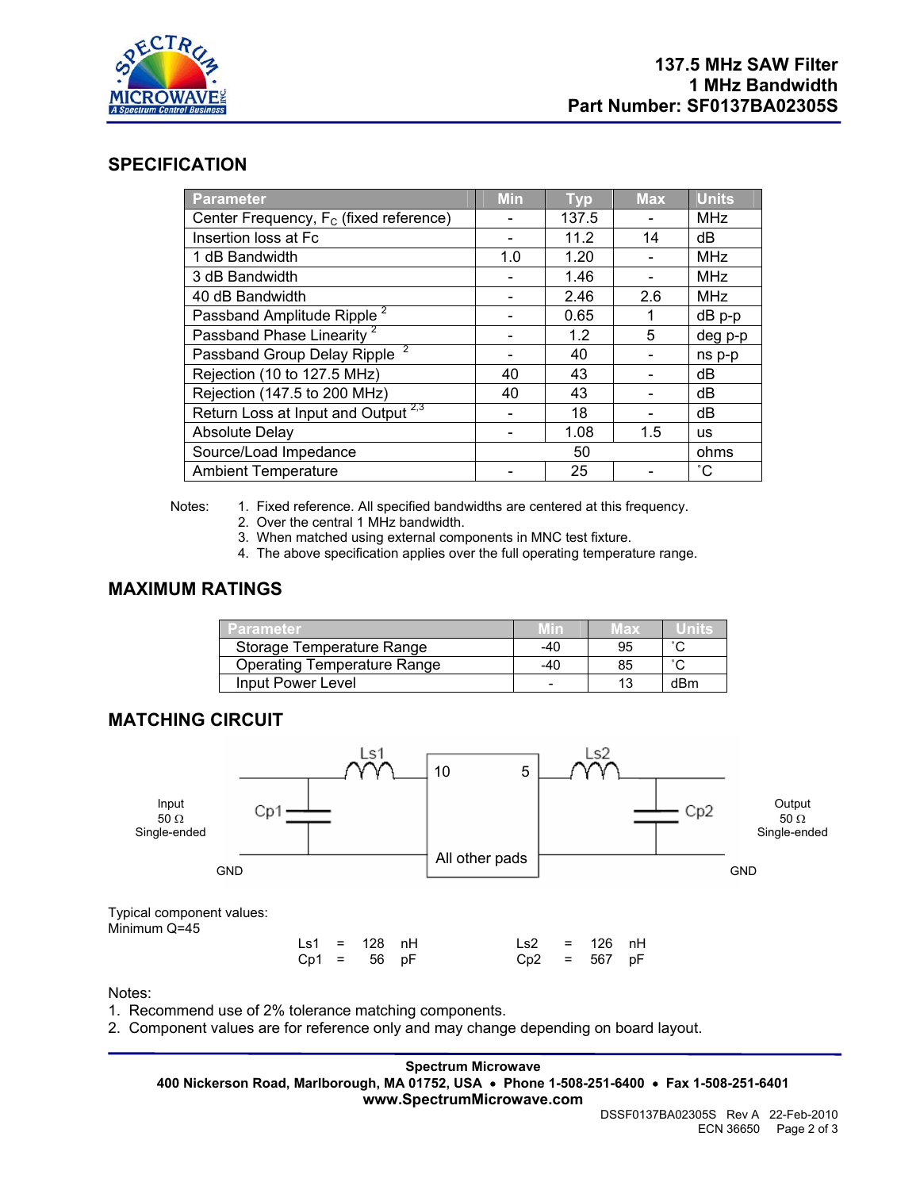# 137.5 MHz SAW Filter
# 1 MHz Bandwidth
# Part Number: SF0137BA02305S

## SPECIFICATION

| Parameter | Min | Typ | Max | Units |
|---|---|---|---|---|
| Center Frequency, $F_C$ (fixed reference) | - | 137.5 | - | MHz |
| Insertion loss at Fc | - | 11.2 | 14 | dB |
| 1 dB Bandwidth | 1.0 | 1.20 | - | MHz |
| 3 dB Bandwidth | - | 1.46 | - | MHz |
| 40 dB Bandwidth | - | 2.46 | 2.6 | MHz |
| Passband Amplitude Ripple [2] | - | 0.65 | 1 | dB p-p |
| Passband Phase Linearity [2] | - | 1.2 | 5 | deg p-p |
| Passband Group Delay Ripple [2] | - | 40 | - | ns p-p |
| Rejection (10 to 127.5 MHz) | 40 | 43 | - | dB |
| Rejection (147.5 to 200 MHz) | 40 | 43 | - | dB |
| Return Loss at Input and Output [2,3] | - | 18 | - | dB |
| Absolute Delay | - | 1.08 | 1.5 | us |
| Source/Load Impedance | | 50 | | ohms |
| Ambient Temperature | - | 25 | - | ˚C |

Notes:
1. Fixed reference. All specified bandwidths are centered at this frequency.
2. Over the central 1 MHz bandwidth.
3. When matched using external components in MNC test fixture.
4. The above specification applies over the full operating temperature range.

## MAXIMUM RATINGS

| Parameter | Min | Max | Units |
|---|---|---|---|
| Storage Temperature Range | -40 | 95 | ˚C |
| Operating Temperature Range | -40 | 85 | ˚C |
| Input Power Level | - | 13 | dBm |

## MATCHING CIRCUIT

Input 50 Ω Single-ended — Cp1 — Ls1 — 10 | 5 — Ls2 — Cp2 — Output 50 Ω Single-ended

All other pads — GND

Typical component values:
Minimum Q=45

| | | | | | | | |
|---|---|---|---|---|---|---|---|
| Ls1 | = | 128 | nH | Ls2 | = | 126 | nH |
| Cp1 | = | 56 | pF | Cp2 | = | 567 | pF |

Notes:
1. Recommend use of 2% tolerance matching components.
2. Component values are for reference only and may change depending on board layout.

**Spectrum Microwave**
**400 Nickerson Road, Marlborough, MA 01752, USA • Phone 1-508-251-6400 • Fax 1-508-251-6401**
**www.SpectrumMicrowave.com**

DSSF0137BA02305S Rev A 22-Feb-2010
ECN 36650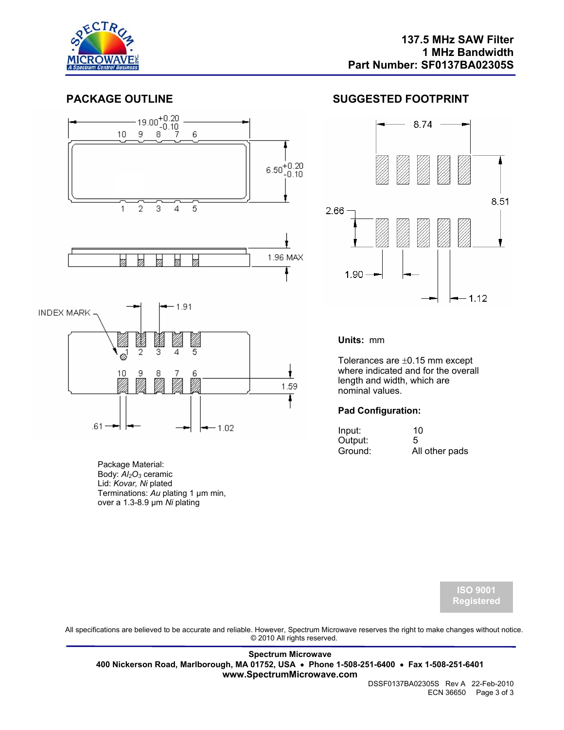**137.5 MHz SAW Filter**
**1 MHz Bandwidth**
**Part Number: SF0137BA02305S**

## PACKAGE OUTLINE

19.00 +0.20 -0.10

10 9 8 7 6

6.50 +0.20 -0.10

1 2 3 4 5

1.96 MAX

INDEX MARK

1.91

1 2 3 4 5

10 9 8 7 6

1.59

.61

1.02

Package Material:
Body: $Al_2O_3$ ceramic
Lid: *Kovar, Ni* plated
Terminations: *Au* plating 1 µm min, over a 1.3-8.9 µm *Ni* plating

## SUGGESTED FOOTPRINT

8.74

8.51

2.66

1.90

1.12

**Units:** mm

Tolerances are ±0.15 mm except where indicated and for the overall length and width, which are nominal values.

**Pad Configuration:**

| | |
|---|---|
| Input: | 10 |
| Output: | 5 |
| Ground: | All other pads |

ISO 9001 Registered

All specifications are believed to be accurate and reliable. However, Spectrum Microwave reserves the right to make changes without notice.
© 2010 All rights reserved.

**Spectrum Microwave**
**400 Nickerson Road, Marlborough, MA 01752, USA • Phone 1-508-251-6400 • Fax 1-508-251-6401**
**www.SpectrumMicrowave.com**

DSSF0137BA02305S Rev A 22-Feb-2010
ECN 36650